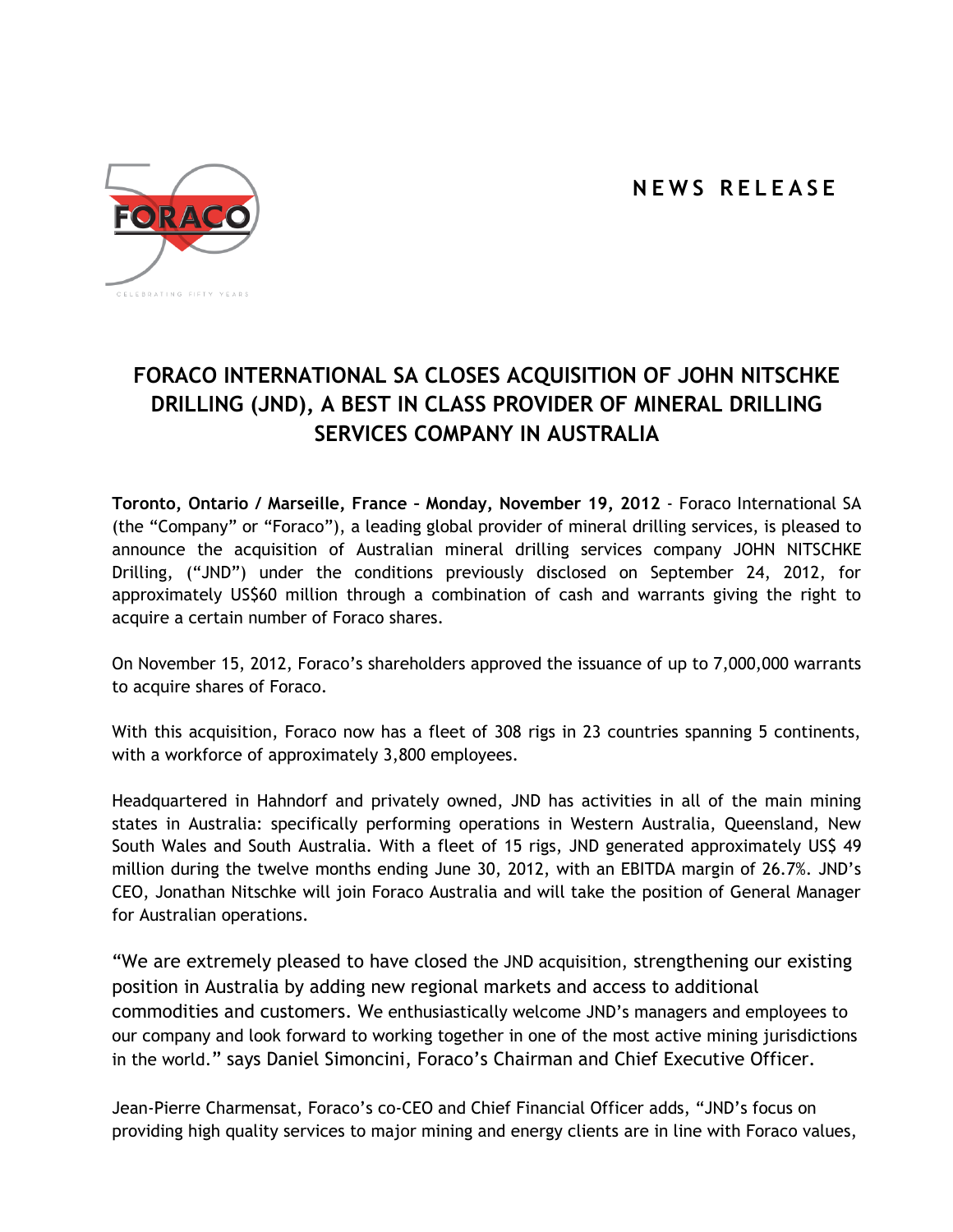**NEWS RELEASE**

# FORACO INTERNATIONAL SA CLOSES ACQUISITION OF JOHN NITSCHKE DRILLING (JND), A BEST IN CLASS PROVIDER OF MINERAL DRILLING SERVICES COMPANY IN AUSTRALIA

**Toronto, Ontario / Marseille, France – Monday, November 19, 2012** - Foraco International SA (the "Company" or "Foraco"), a leading global provider of mineral drilling services, is pleased to announce the acquisition of Australian mineral drilling services company JOHN NITSCHKE Drilling, ("JND") under the conditions previously disclosed on September 24, 2012, for approximately US$60 million through a combination of cash and warrants giving the right to acquire a certain number of Foraco shares.

On November 15, 2012, Foraco's shareholders approved the issuance of up to 7,000,000 warrants to acquire shares of Foraco.

With this acquisition, Foraco now has a fleet of 308 rigs in 23 countries spanning 5 continents, with a workforce of approximately 3,800 employees.

Headquartered in Hahndorf and privately owned, JND has activities in all of the main mining states in Australia: specifically performing operations in Western Australia, Queensland, New South Wales and South Australia. With a fleet of 15 rigs, JND generated approximately US$ 49 million during the twelve months ending June 30, 2012, with an EBITDA margin of 26.7%. JND's CEO, Jonathan Nitschke will join Foraco Australia and will take the position of General Manager for Australian operations.

"We are extremely pleased to have closed the JND acquisition, strengthening our existing position in Australia by adding new regional markets and access to additional commodities and customers. We enthusiastically welcome JND's managers and employees to our company and look forward to working together in one of the most active mining jurisdictions in the world." says Daniel Simoncini, Foraco's Chairman and Chief Executive Officer.

Jean-Pierre Charmensat, Foraco's co-CEO and Chief Financial Officer adds, "JND's focus on providing high quality services to major mining and energy clients are in line with Foraco values,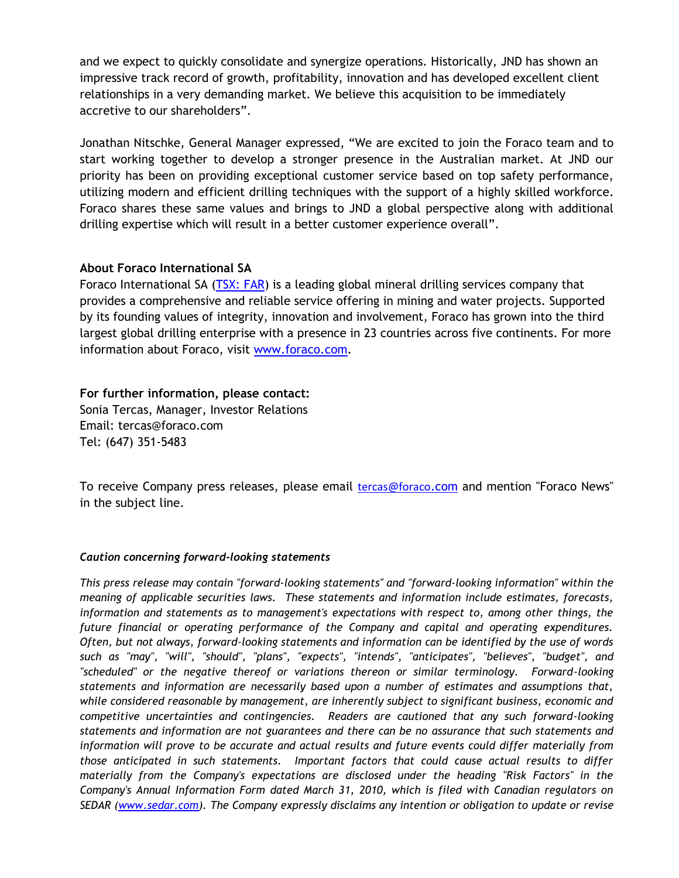and we expect to quickly consolidate and synergize operations. Historically, JND has shown an impressive track record of growth, profitability, innovation and has developed excellent client relationships in a very demanding market. We believe this acquisition to be immediately accretive to our shareholders".

Jonathan Nitschke, General Manager expressed, "We are excited to join the Foraco team and to start working together to develop a stronger presence in the Australian market. At JND our priority has been on providing exceptional customer service based on top safety performance, utilizing modern and efficient drilling techniques with the support of a highly skilled workforce. Foraco shares these same values and brings to JND a global perspective along with additional drilling expertise which will result in a better customer experience overall".

**About Foraco International SA**

Foraco International SA (TSX: FAR) is a leading global mineral drilling services company that provides a comprehensive and reliable service offering in mining and water projects. Supported by its founding values of integrity, innovation and involvement, Foraco has grown into the third largest global drilling enterprise with a presence in 23 countries across five continents. For more information about Foraco, visit www.foraco.com.

**For further information, please contact:**

Sonia Tercas, Manager, Investor Relations
Email: tercas@foraco.com
Tel: (647) 351-5483

To receive Company press releases, please email tercas@foraco.com and mention "Foraco News" in the subject line.

***Caution concerning forward-looking statements***

*This press release may contain "forward-looking statements" and "forward-looking information" within the meaning of applicable securities laws. These statements and information include estimates, forecasts, information and statements as to management's expectations with respect to, among other things, the future financial or operating performance of the Company and capital and operating expenditures. Often, but not always, forward-looking statements and information can be identified by the use of words such as "may", "will", "should", "plans", "expects", "intends", "anticipates", "believes", "budget", and "scheduled" or the negative thereof or variations thereon or similar terminology. Forward-looking statements and information are necessarily based upon a number of estimates and assumptions that, while considered reasonable by management, are inherently subject to significant business, economic and competitive uncertainties and contingencies. Readers are cautioned that any such forward-looking statements and information are not guarantees and there can be no assurance that such statements and information will prove to be accurate and actual results and future events could differ materially from those anticipated in such statements. Important factors that could cause actual results to differ materially from the Company's expectations are disclosed under the heading "Risk Factors" in the Company's Annual Information Form dated March 31, 2010, which is filed with Canadian regulators on SEDAR (www.sedar.com). The Company expressly disclaims any intention or obligation to update or revise*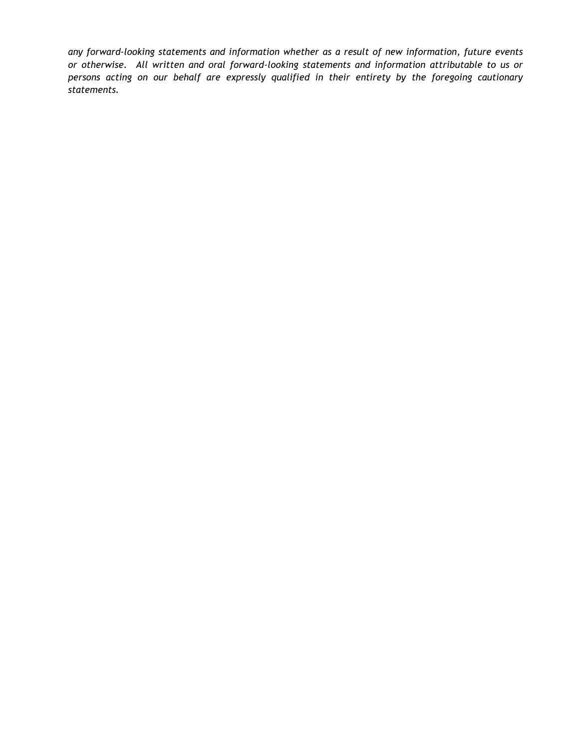*any forward-looking statements and information whether as a result of new information, future events or otherwise. All written and oral forward-looking statements and information attributable to us or persons acting on our behalf are expressly qualified in their entirety by the foregoing cautionary statements.*